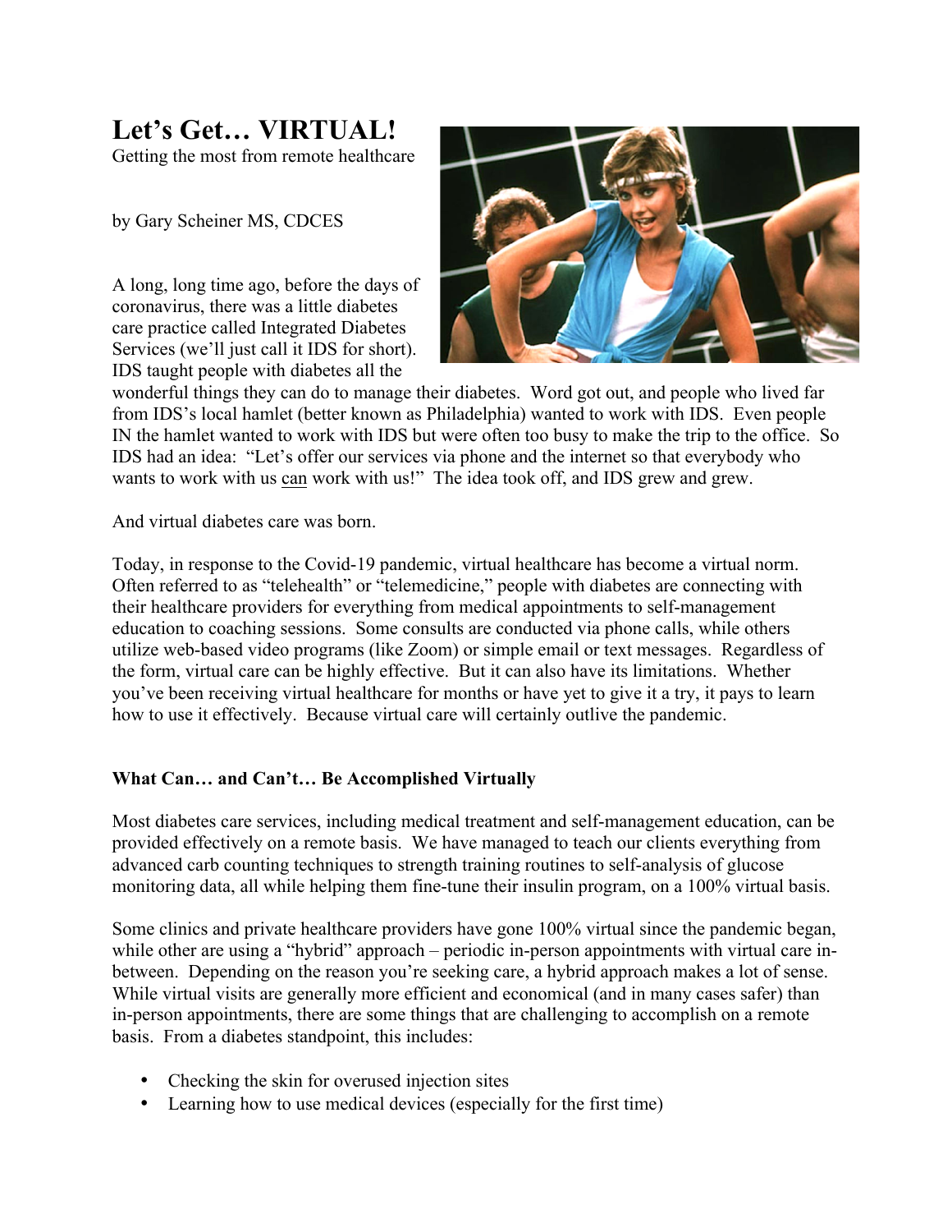# Let's Get… VIRTUAL!

Getting the most from remote healthcare

by Gary Scheiner MS, CDCES

A long, long time ago, before the days of coronavirus, there was a little diabetes care practice called Integrated Diabetes Services (we'll just call it IDS for short). IDS taught people with diabetes all the wonderful things they can do to manage their diabetes. Word got out, and people who lived far from IDS's local hamlet (better known as Philadelphia) wanted to work with IDS. Even people IN the hamlet wanted to work with IDS but were often too busy to make the trip to the office. So IDS had an idea: "Let's offer our services via phone and the internet so that everybody who wants to work with us can work with us!" The idea took off, and IDS grew and grew.

And virtual diabetes care was born.

Today, in response to the Covid-19 pandemic, virtual healthcare has become a virtual norm. Often referred to as "telehealth" or "telemedicine," people with diabetes are connecting with their healthcare providers for everything from medical appointments to self-management education to coaching sessions. Some consults are conducted via phone calls, while others utilize web-based video programs (like Zoom) or simple email or text messages. Regardless of the form, virtual care can be highly effective. But it can also have its limitations. Whether you've been receiving virtual healthcare for months or have yet to give it a try, it pays to learn how to use it effectively. Because virtual care will certainly outlive the pandemic.

## What Can… and Can't… Be Accomplished Virtually

Most diabetes care services, including medical treatment and self-management education, can be provided effectively on a remote basis. We have managed to teach our clients everything from advanced carb counting techniques to strength training routines to self-analysis of glucose monitoring data, all while helping them fine-tune their insulin program, on a 100% virtual basis.

Some clinics and private healthcare providers have gone 100% virtual since the pandemic began, while other are using a "hybrid" approach – periodic in-person appointments with virtual care in-between. Depending on the reason you're seeking care, a hybrid approach makes a lot of sense. While virtual visits are generally more efficient and economical (and in many cases safer) than in-person appointments, there are some things that are challenging to accomplish on a remote basis. From a diabetes standpoint, this includes:

- Checking the skin for overused injection sites
- Learning how to use medical devices (especially for the first time)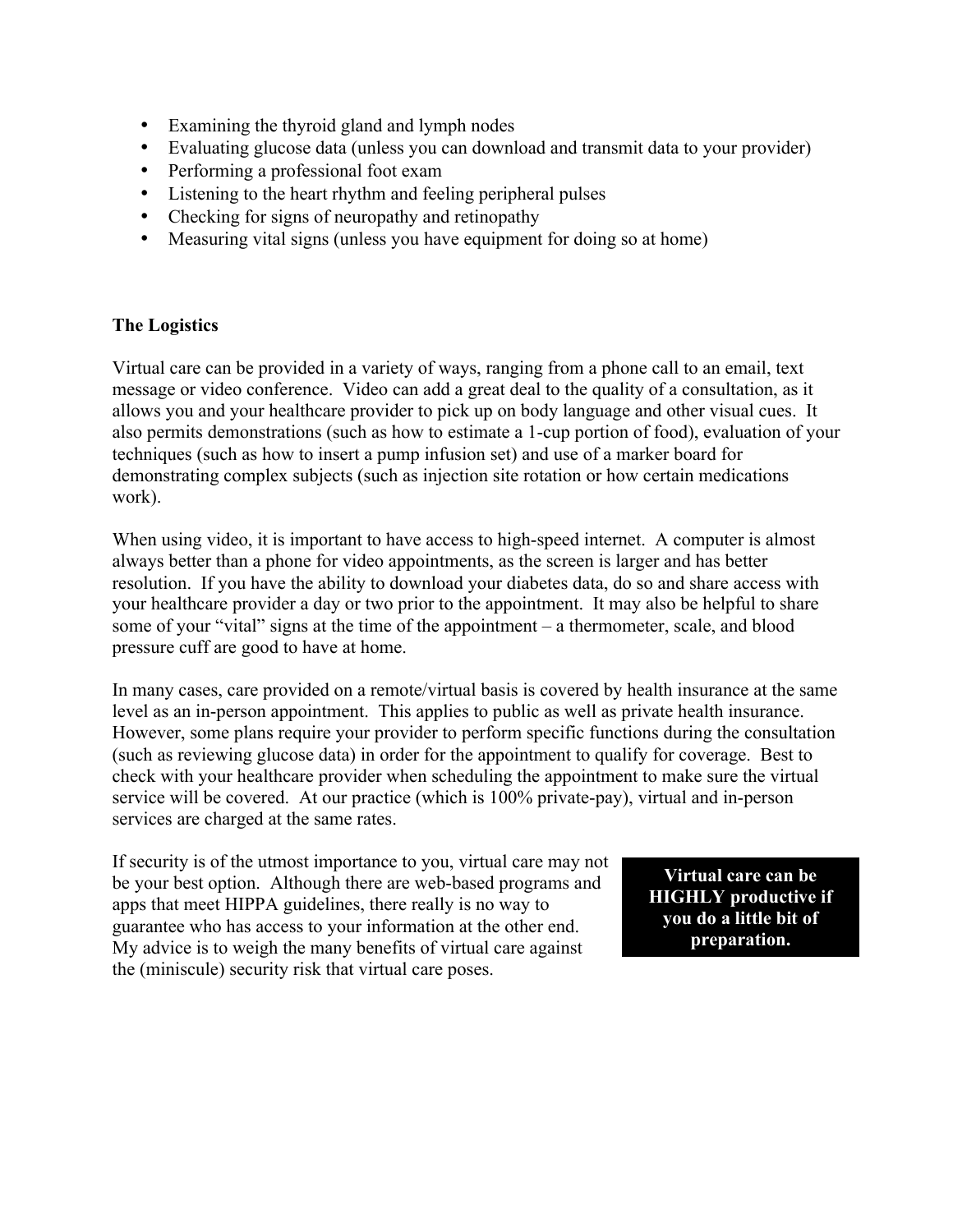- Examining the thyroid gland and lymph nodes
- Evaluating glucose data (unless you can download and transmit data to your provider)
- Performing a professional foot exam
- Listening to the heart rhythm and feeling peripheral pulses
- Checking for signs of neuropathy and retinopathy
- Measuring vital signs (unless you have equipment for doing so at home)

**The Logistics**

Virtual care can be provided in a variety of ways, ranging from a phone call to an email, text message or video conference. Video can add a great deal to the quality of a consultation, as it allows you and your healthcare provider to pick up on body language and other visual cues. It also permits demonstrations (such as how to estimate a 1-cup portion of food), evaluation of your techniques (such as how to insert a pump infusion set) and use of a marker board for demonstrating complex subjects (such as injection site rotation or how certain medications work).

When using video, it is important to have access to high-speed internet. A computer is almost always better than a phone for video appointments, as the screen is larger and has better resolution. If you have the ability to download your diabetes data, do so and share access with your healthcare provider a day or two prior to the appointment. It may also be helpful to share some of your "vital" signs at the time of the appointment – a thermometer, scale, and blood pressure cuff are good to have at home.

In many cases, care provided on a remote/virtual basis is covered by health insurance at the same level as an in-person appointment. This applies to public as well as private health insurance. However, some plans require your provider to perform specific functions during the consultation (such as reviewing glucose data) in order for the appointment to qualify for coverage. Best to check with your healthcare provider when scheduling the appointment to make sure the virtual service will be covered. At our practice (which is 100% private-pay), virtual and in-person services are charged at the same rates.

If security is of the utmost importance to you, virtual care may not be your best option. Although there are web-based programs and apps that meet HIPPA guidelines, there really is no way to guarantee who has access to your information at the other end. My advice is to weigh the many benefits of virtual care against the (miniscule) security risk that virtual care poses.

**Virtual care can be HIGHLY productive if you do a little bit of preparation.**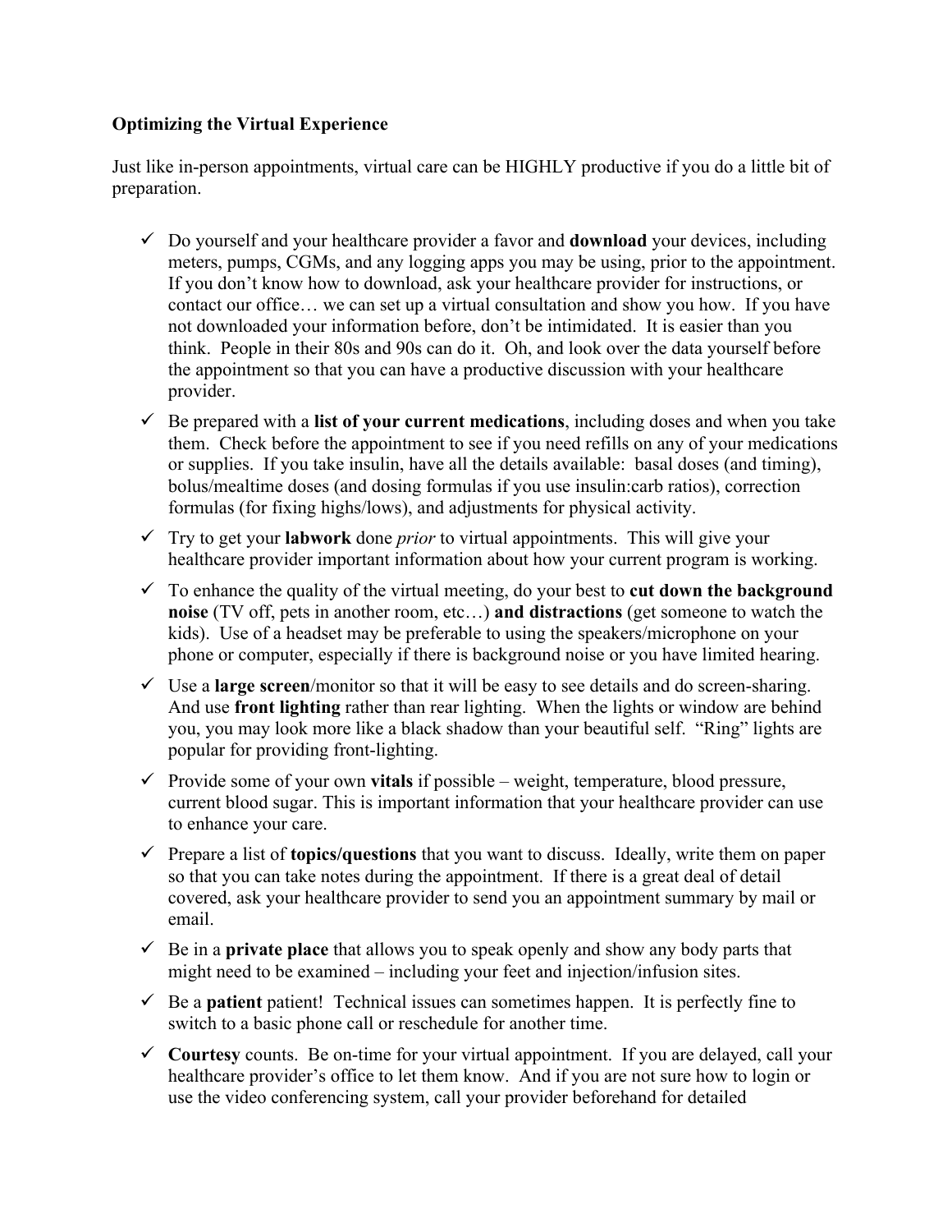**Optimizing the Virtual Experience**

Just like in-person appointments, virtual care can be HIGHLY productive if you do a little bit of preparation.

- ✓ Do yourself and your healthcare provider a favor and **download** your devices, including meters, pumps, CGMs, and any logging apps you may be using, prior to the appointment. If you don't know how to download, ask your healthcare provider for instructions, or contact our office… we can set up a virtual consultation and show you how. If you have not downloaded your information before, don't be intimidated. It is easier than you think. People in their 80s and 90s can do it. Oh, and look over the data yourself before the appointment so that you can have a productive discussion with your healthcare provider.
- ✓ Be prepared with a **list of your current medications**, including doses and when you take them. Check before the appointment to see if you need refills on any of your medications or supplies. If you take insulin, have all the details available: basal doses (and timing), bolus/mealtime doses (and dosing formulas if you use insulin:carb ratios), correction formulas (for fixing highs/lows), and adjustments for physical activity.
- ✓ Try to get your **labwork** done *prior* to virtual appointments. This will give your healthcare provider important information about how your current program is working.
- ✓ To enhance the quality of the virtual meeting, do your best to **cut down the background noise** (TV off, pets in another room, etc…) **and distractions** (get someone to watch the kids). Use of a headset may be preferable to using the speakers/microphone on your phone or computer, especially if there is background noise or you have limited hearing.
- ✓ Use a **large screen**/monitor so that it will be easy to see details and do screen-sharing. And use **front lighting** rather than rear lighting. When the lights or window are behind you, you may look more like a black shadow than your beautiful self. "Ring" lights are popular for providing front-lighting.
- ✓ Provide some of your own **vitals** if possible – weight, temperature, blood pressure, current blood sugar. This is important information that your healthcare provider can use to enhance your care.
- ✓ Prepare a list of **topics/questions** that you want to discuss. Ideally, write them on paper so that you can take notes during the appointment. If there is a great deal of detail covered, ask your healthcare provider to send you an appointment summary by mail or email.
- ✓ Be in a **private place** that allows you to speak openly and show any body parts that might need to be examined – including your feet and injection/infusion sites.
- ✓ Be a **patient** patient! Technical issues can sometimes happen. It is perfectly fine to switch to a basic phone call or reschedule for another time.
- ✓ **Courtesy** counts. Be on-time for your virtual appointment. If you are delayed, call your healthcare provider's office to let them know. And if you are not sure how to login or use the video conferencing system, call your provider beforehand for detailed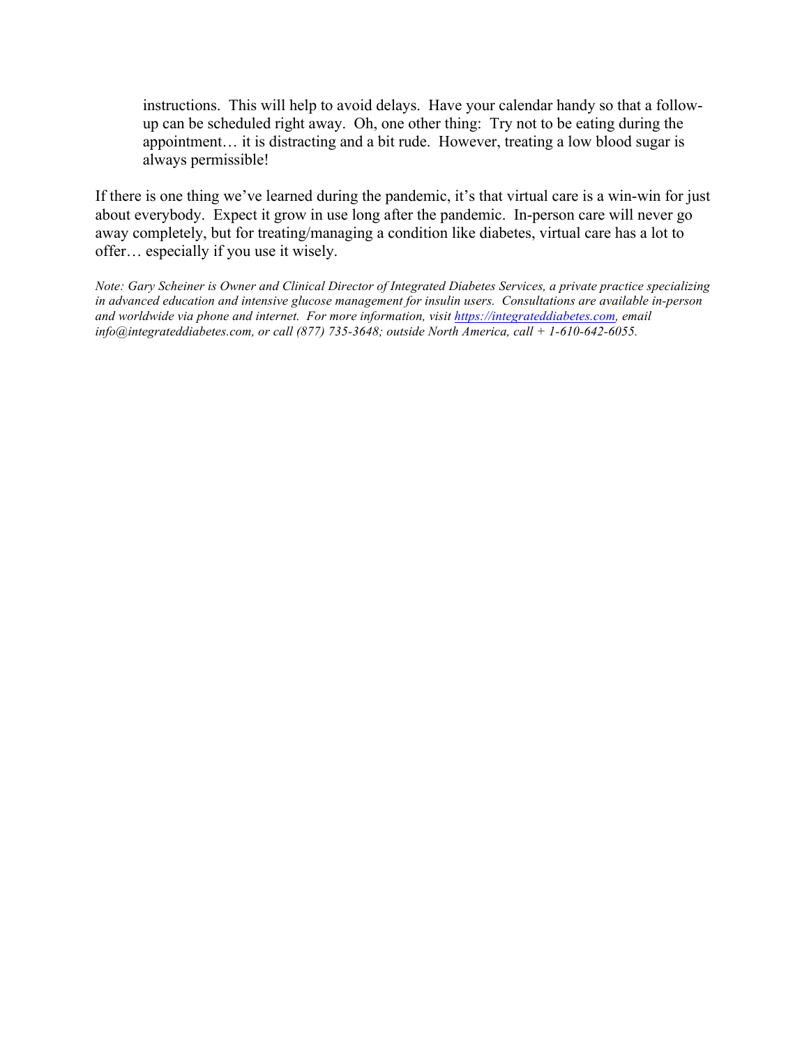instructions. This will help to avoid delays. Have your calendar handy so that a follow-up can be scheduled right away. Oh, one other thing: Try not to be eating during the appointment… it is distracting and a bit rude. However, treating a low blood sugar is always permissible!

If there is one thing we've learned during the pandemic, it's that virtual care is a win-win for just about everybody. Expect it grow in use long after the pandemic. In-person care will never go away completely, but for treating/managing a condition like diabetes, virtual care has a lot to offer… especially if you use it wisely.

*Note: Gary Scheiner is Owner and Clinical Director of Integrated Diabetes Services, a private practice specializing in advanced education and intensive glucose management for insulin users. Consultations are available in-person and worldwide via phone and internet. For more information, visit [https://integrateddiabetes.com](https://integrateddiabetes.com), email info@integrateddiabetes.com, or call (877) 735-3648; outside North America, call + 1-610-642-6055.*